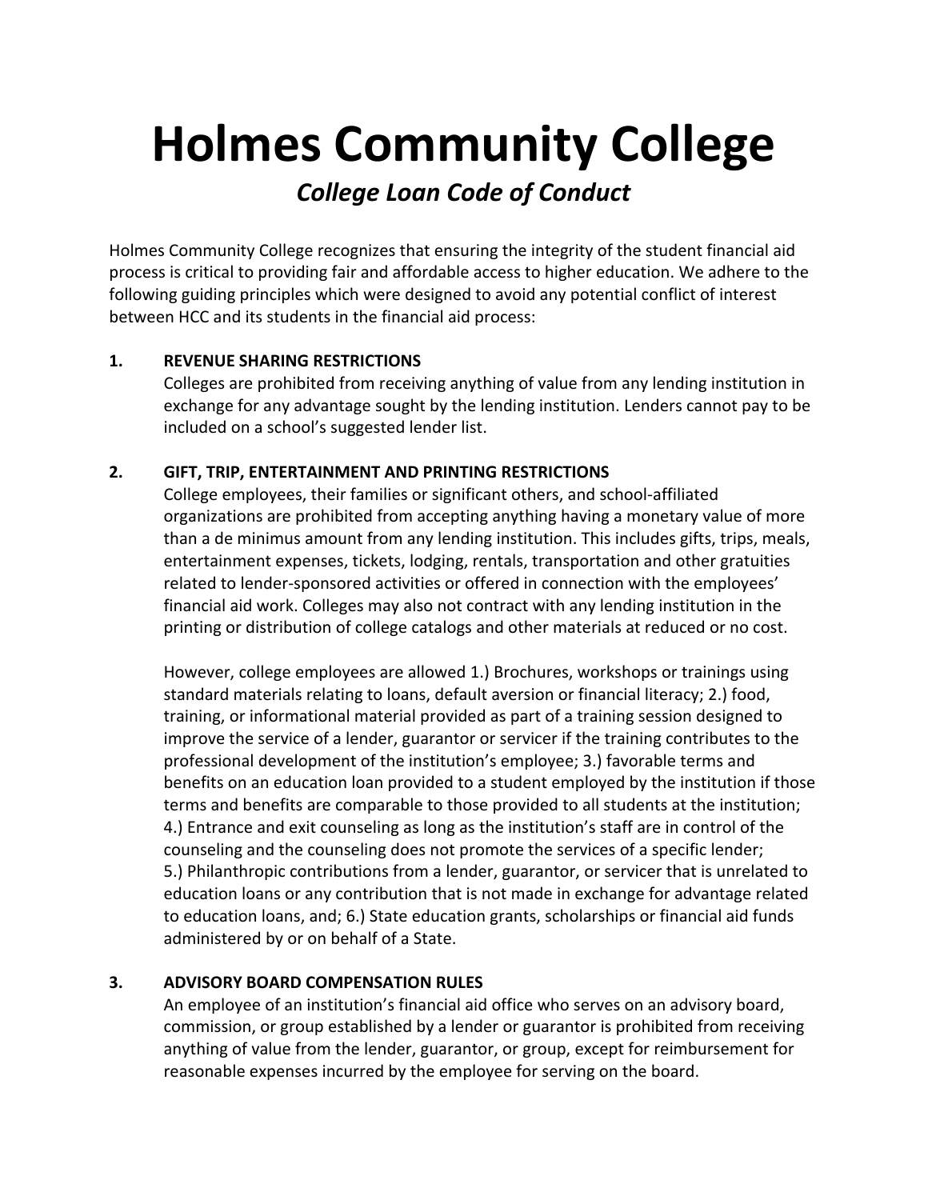# Holmes Community College

## *College Loan Code of Conduct*

Holmes Community College recognizes that ensuring the integrity of the student financial aid process is critical to providing fair and affordable access to higher education. We adhere to the following guiding principles which were designed to avoid any potential conflict of interest between HCC and its students in the financial aid process:

**1. REVENUE SHARING RESTRICTIONS**

Colleges are prohibited from receiving anything of value from any lending institution in exchange for any advantage sought by the lending institution. Lenders cannot pay to be included on a school's suggested lender list.

**2. GIFT, TRIP, ENTERTAINMENT AND PRINTING RESTRICTIONS**

College employees, their families or significant others, and school-affiliated organizations are prohibited from accepting anything having a monetary value of more than a de minimus amount from any lending institution. This includes gifts, trips, meals, entertainment expenses, tickets, lodging, rentals, transportation and other gratuities related to lender-sponsored activities or offered in connection with the employees' financial aid work. Colleges may also not contract with any lending institution in the printing or distribution of college catalogs and other materials at reduced or no cost.

However, college employees are allowed 1.) Brochures, workshops or trainings using standard materials relating to loans, default aversion or financial literacy; 2.) food, training, or informational material provided as part of a training session designed to improve the service of a lender, guarantor or servicer if the training contributes to the professional development of the institution's employee; 3.) favorable terms and benefits on an education loan provided to a student employed by the institution if those terms and benefits are comparable to those provided to all students at the institution; 4.) Entrance and exit counseling as long as the institution's staff are in control of the counseling and the counseling does not promote the services of a specific lender; 5.) Philanthropic contributions from a lender, guarantor, or servicer that is unrelated to education loans or any contribution that is not made in exchange for advantage related to education loans, and; 6.) State education grants, scholarships or financial aid funds administered by or on behalf of a State.

**3. ADVISORY BOARD COMPENSATION RULES**

An employee of an institution's financial aid office who serves on an advisory board, commission, or group established by a lender or guarantor is prohibited from receiving anything of value from the lender, guarantor, or group, except for reimbursement for reasonable expenses incurred by the employee for serving on the board.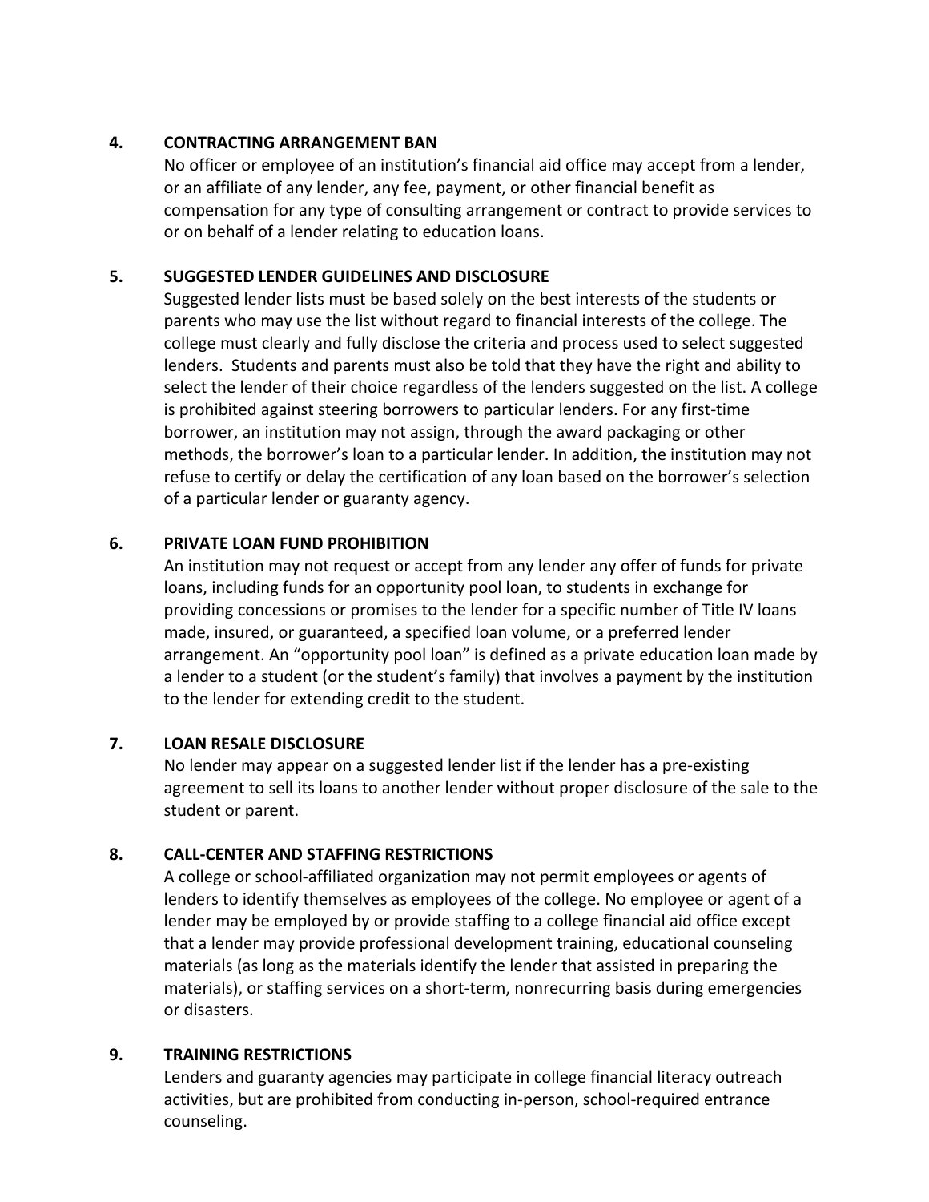**4. CONTRACTING ARRANGEMENT BAN**

No officer or employee of an institution's financial aid office may accept from a lender, or an affiliate of any lender, any fee, payment, or other financial benefit as compensation for any type of consulting arrangement or contract to provide services to or on behalf of a lender relating to education loans.

**5. SUGGESTED LENDER GUIDELINES AND DISCLOSURE**

Suggested lender lists must be based solely on the best interests of the students or parents who may use the list without regard to financial interests of the college. The college must clearly and fully disclose the criteria and process used to select suggested lenders. Students and parents must also be told that they have the right and ability to select the lender of their choice regardless of the lenders suggested on the list. A college is prohibited against steering borrowers to particular lenders. For any first-time borrower, an institution may not assign, through the award packaging or other methods, the borrower's loan to a particular lender. In addition, the institution may not refuse to certify or delay the certification of any loan based on the borrower's selection of a particular lender or guaranty agency.

**6. PRIVATE LOAN FUND PROHIBITION**

An institution may not request or accept from any lender any offer of funds for private loans, including funds for an opportunity pool loan, to students in exchange for providing concessions or promises to the lender for a specific number of Title IV loans made, insured, or guaranteed, a specified loan volume, or a preferred lender arrangement. An "opportunity pool loan" is defined as a private education loan made by a lender to a student (or the student's family) that involves a payment by the institution to the lender for extending credit to the student.

**7. LOAN RESALE DISCLOSURE**

No lender may appear on a suggested lender list if the lender has a pre-existing agreement to sell its loans to another lender without proper disclosure of the sale to the student or parent.

**8. CALL-CENTER AND STAFFING RESTRICTIONS**

A college or school-affiliated organization may not permit employees or agents of lenders to identify themselves as employees of the college. No employee or agent of a lender may be employed by or provide staffing to a college financial aid office except that a lender may provide professional development training, educational counseling materials (as long as the materials identify the lender that assisted in preparing the materials), or staffing services on a short-term, nonrecurring basis during emergencies or disasters.

**9. TRAINING RESTRICTIONS**

Lenders and guaranty agencies may participate in college financial literacy outreach activities, but are prohibited from conducting in-person, school-required entrance counseling.